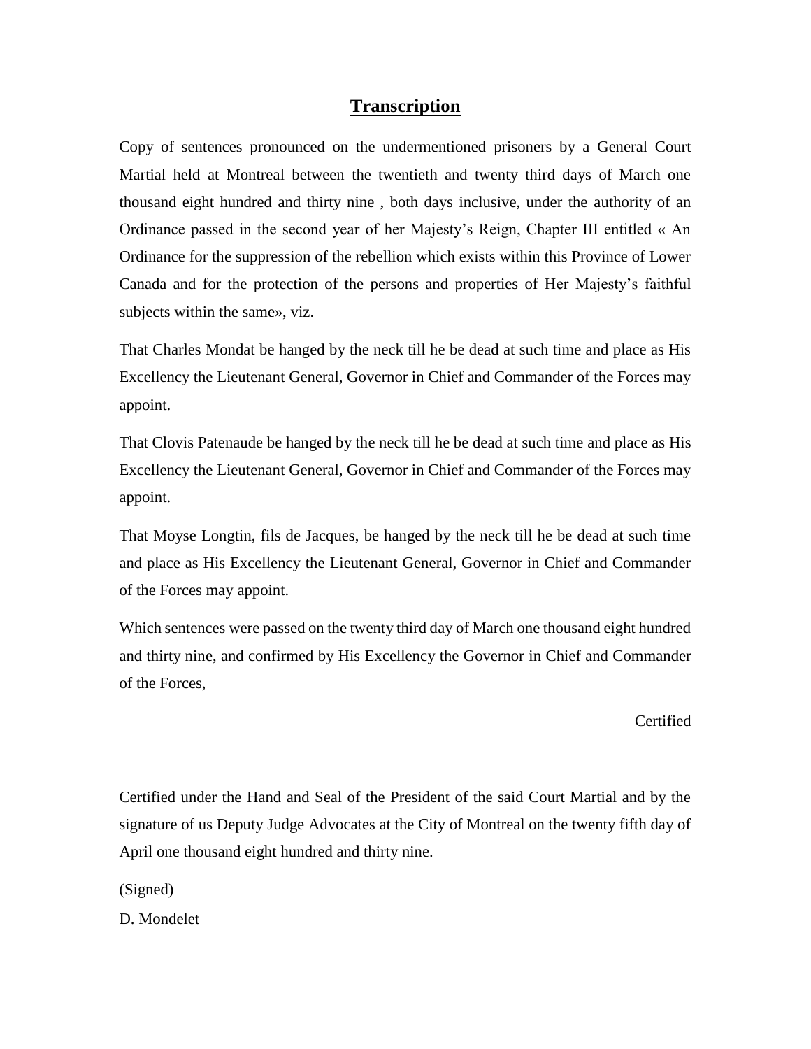## **Transcription**

Copy of sentences pronounced on the undermentioned prisoners by a General Court Martial held at Montreal between the twentieth and twenty third days of March one thousand eight hundred and thirty nine , both days inclusive, under the authority of an Ordinance passed in the second year of her Majesty's Reign, Chapter III entitled « An Ordinance for the suppression of the rebellion which exists within this Province of Lower Canada and for the protection of the persons and properties of Her Majesty's faithful subjects within the same», viz.

That Charles Mondat be hanged by the neck till he be dead at such time and place as His Excellency the Lieutenant General, Governor in Chief and Commander of the Forces may appoint.

That Clovis Patenaude be hanged by the neck till he be dead at such time and place as His Excellency the Lieutenant General, Governor in Chief and Commander of the Forces may appoint.

That Moyse Longtin, fils de Jacques, be hanged by the neck till he be dead at such time and place as His Excellency the Lieutenant General, Governor in Chief and Commander of the Forces may appoint.

Which sentences were passed on the twenty third day of March one thousand eight hundred and thirty nine, and confirmed by His Excellency the Governor in Chief and Commander of the Forces,

Certified

Certified under the Hand and Seal of the President of the said Court Martial and by the signature of us Deputy Judge Advocates at the City of Montreal on the twenty fifth day of April one thousand eight hundred and thirty nine.

(Signed)

D. Mondelet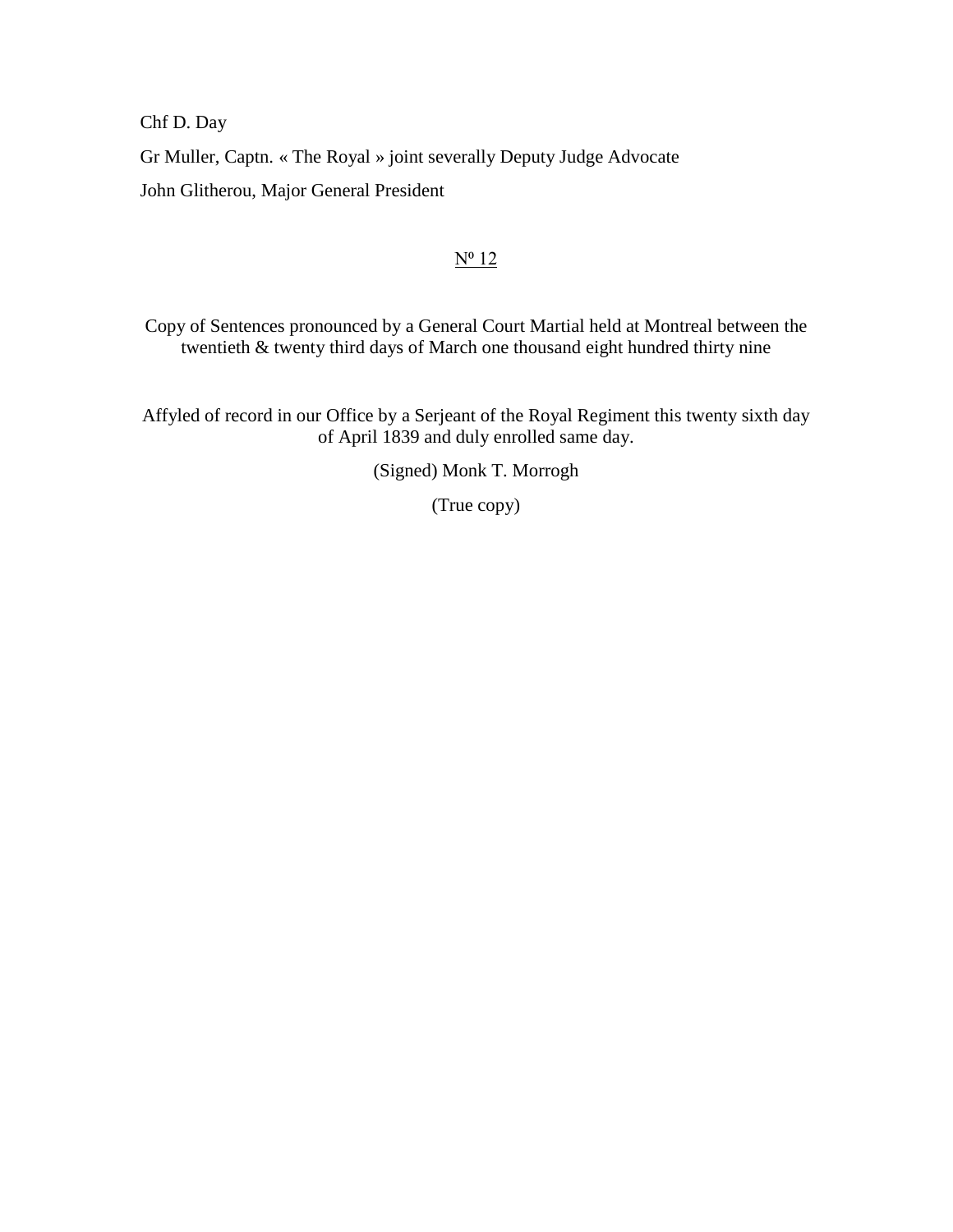Chf D. Day

Gr Muller, Captn. « The Royal » joint severally Deputy Judge Advocate

John Glitherou, Major General President

<u>Nº 12</u>

Copy of Sentences pronounced by a General Court Martial held at Montreal between the twentieth & twenty third days of March one thousand eight hundred thirty nine

Affyled of record in our Office by a Serjeant of the Royal Regiment this twenty sixth day of April 1839 and duly enrolled same day.

(Signed) Monk T. Morrogh

(True copy)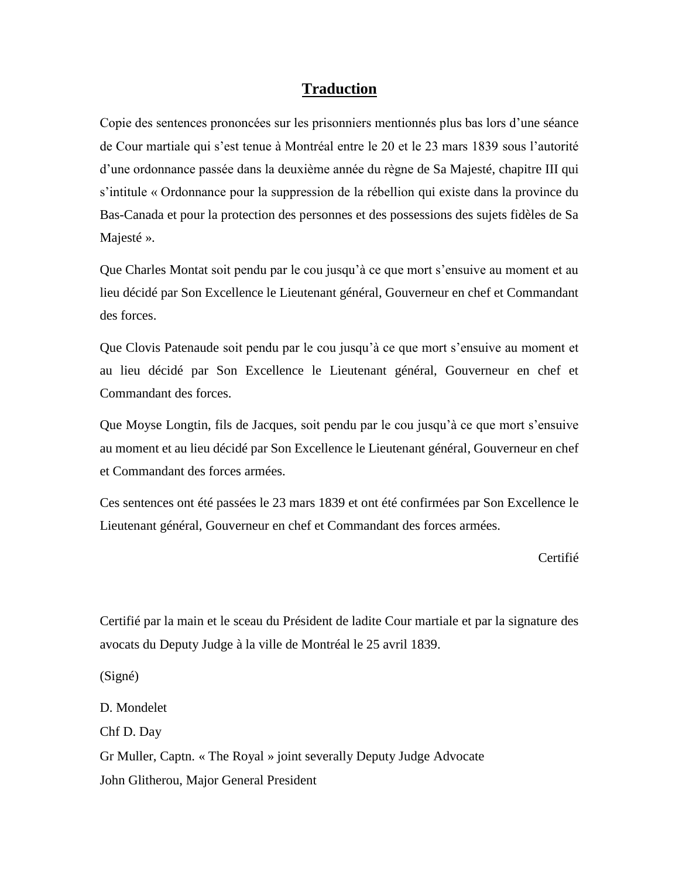## Traduction

Copie des sentences prononcées sur les prisonniers mentionnés plus bas lors d'une séance de Cour martiale qui s'est tenue à Montréal entre le 20 et le 23 mars 1839 sous l'autorité d'une ordonnance passée dans la deuxième année du règne de Sa Majesté, chapitre III qui s'intitule « Ordonnance pour la suppression de la rébellion qui existe dans la province du Bas-Canada et pour la protection des personnes et des possessions des sujets fidèles de Sa Majesté ».

Que Charles Montat soit pendu par le cou jusqu'à ce que mort s'ensuive au moment et au lieu décidé par Son Excellence le Lieutenant général, Gouverneur en chef et Commandant des forces.

Que Clovis Patenaude soit pendu par le cou jusqu'à ce que mort s'ensuive au moment et au lieu décidé par Son Excellence le Lieutenant général, Gouverneur en chef et Commandant des forces.

Que Moyse Longtin, fils de Jacques, soit pendu par le cou jusqu'à ce que mort s'ensuive au moment et au lieu décidé par Son Excellence le Lieutenant général, Gouverneur en chef et Commandant des forces armées.

Ces sentences ont été passées le 23 mars 1839 et ont été confirmées par Son Excellence le Lieutenant général, Gouverneur en chef et Commandant des forces armées.

Certifié

Certifié par la main et le sceau du Président de ladite Cour martiale et par la signature des avocats du Deputy Judge à la ville de Montréal le 25 avril 1839.

(Signé)

D. Mondelet

Chf D. Day

Gr Muller, Captn. « The Royal » joint severally Deputy Judge Advocate

John Glitherou, Major General President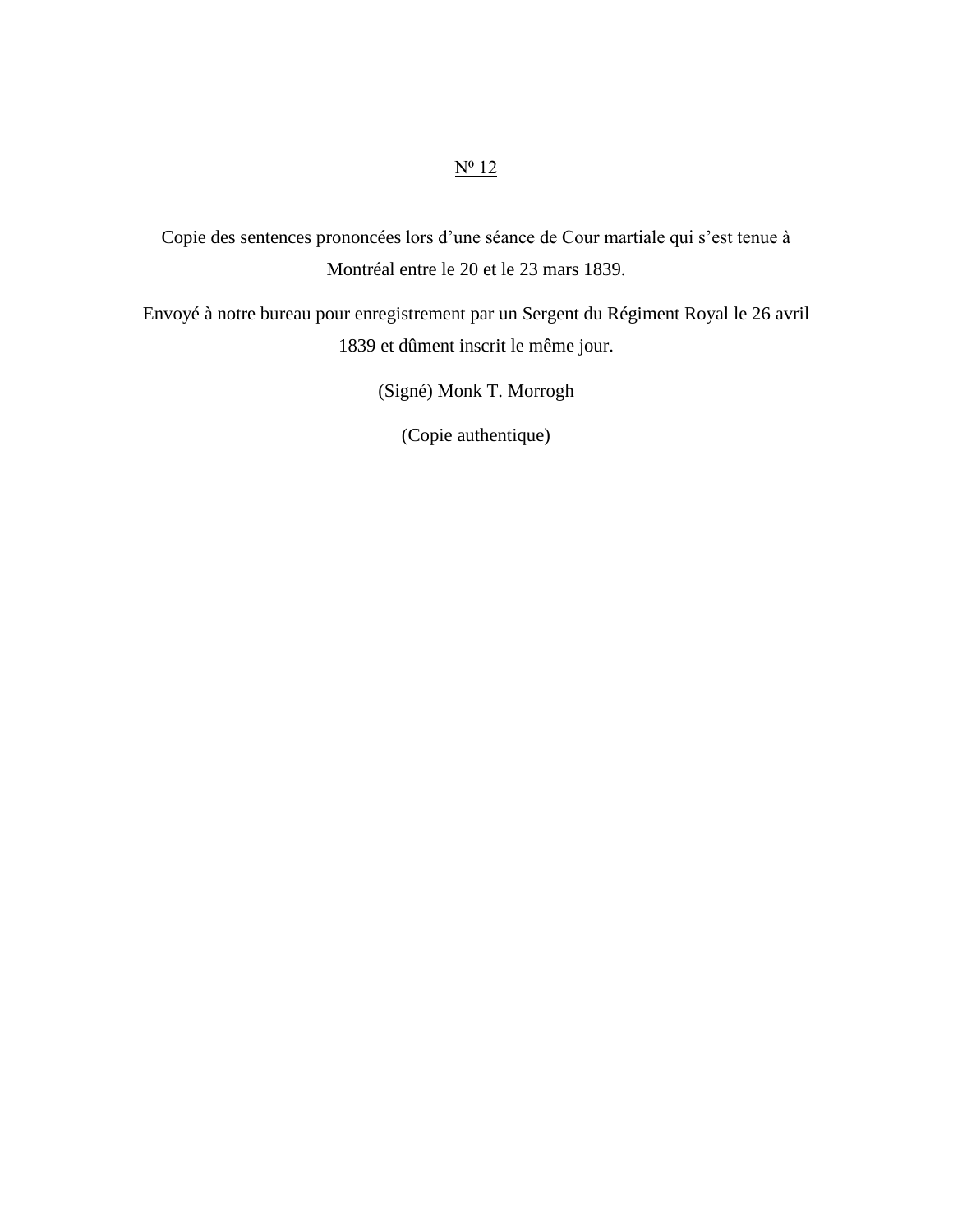<u>Nº 12</u>

Copie des sentences prononcées lors d'une séance de Cour martiale qui s'est tenue à Montréal entre le 20 et le 23 mars 1839.

Envoyé à notre bureau pour enregistrement par un Sergent du Régiment Royal le 26 avril 1839 et dûment inscrit le même jour.

(Signé) Monk T. Morrogh

(Copie authentique)